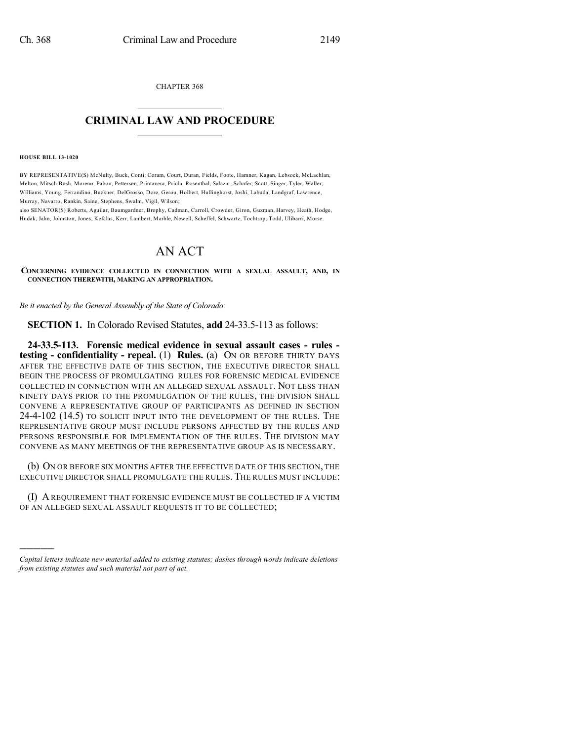CHAPTER 368

# CRIMINAL LAW AND PROCEDURE

**HOUSE BILL 13-1020**

BY REPRESENTATIVE(S) McNulty, Buck, Conti, Coram, Court, Duran, Fields, Foote, Hamner, Kagan, Lebsock, McLachlan, Melton, Mitsch Bush, Moreno, Pabon, Pettersen, Primavera, Priola, Rosenthal, Salazar, Schafer, Scott, Singer, Tyler, Waller, Williams, Young, Ferrandino, Buckner, DelGrosso, Dore, Gerou, Holbert, Hullinghorst, Joshi, Labuda, Landgraf, Lawrence, Murray, Navarro, Rankin, Saine, Stephens, Swalm, Vigil, Wilson;
also SENATOR(S) Roberts, Aguilar, Baumgardner, Brophy, Cadman, Carroll, Crowder, Giron, Guzman, Harvey, Heath, Hodge, Hudak, Jahn, Johnston, Jones, Kefalas, Kerr, Lambert, Marble, Newell, Scheffel, Schwartz, Tochtrop, Todd, Ulibarri, Morse.

# AN ACT

**CONCERNING EVIDENCE COLLECTED IN CONNECTION WITH A SEXUAL ASSAULT, AND, IN CONNECTION THEREWITH, MAKING AN APPROPRIATION.**

*Be it enacted by the General Assembly of the State of Colorado:*

**SECTION 1.** In Colorado Revised Statutes, **add** 24-33.5-113 as follows:

**24-33.5-113. Forensic medical evidence in sexual assault cases - rules - testing - confidentiality - repeal.** (1) **Rules.** (a) ON OR BEFORE THIRTY DAYS AFTER THE EFFECTIVE DATE OF THIS SECTION, THE EXECUTIVE DIRECTOR SHALL BEGIN THE PROCESS OF PROMULGATING RULES FOR FORENSIC MEDICAL EVIDENCE COLLECTED IN CONNECTION WITH AN ALLEGED SEXUAL ASSAULT. NOT LESS THAN NINETY DAYS PRIOR TO THE PROMULGATION OF THE RULES, THE DIVISION SHALL CONVENE A REPRESENTATIVE GROUP OF PARTICIPANTS AS DEFINED IN SECTION 24-4-102 (14.5) TO SOLICIT INPUT INTO THE DEVELOPMENT OF THE RULES. THE REPRESENTATIVE GROUP MUST INCLUDE PERSONS AFFECTED BY THE RULES AND PERSONS RESPONSIBLE FOR IMPLEMENTATION OF THE RULES. THE DIVISION MAY CONVENE AS MANY MEETINGS OF THE REPRESENTATIVE GROUP AS IS NECESSARY.

(b) ON OR BEFORE SIX MONTHS AFTER THE EFFECTIVE DATE OF THIS SECTION, THE EXECUTIVE DIRECTOR SHALL PROMULGATE THE RULES. THE RULES MUST INCLUDE:

(I) A REQUIREMENT THAT FORENSIC EVIDENCE MUST BE COLLECTED IF A VICTIM OF AN ALLEGED SEXUAL ASSAULT REQUESTS IT TO BE COLLECTED;

---

*Capital letters indicate new material added to existing statutes; dashes through words indicate deletions from existing statutes and such material not part of act.*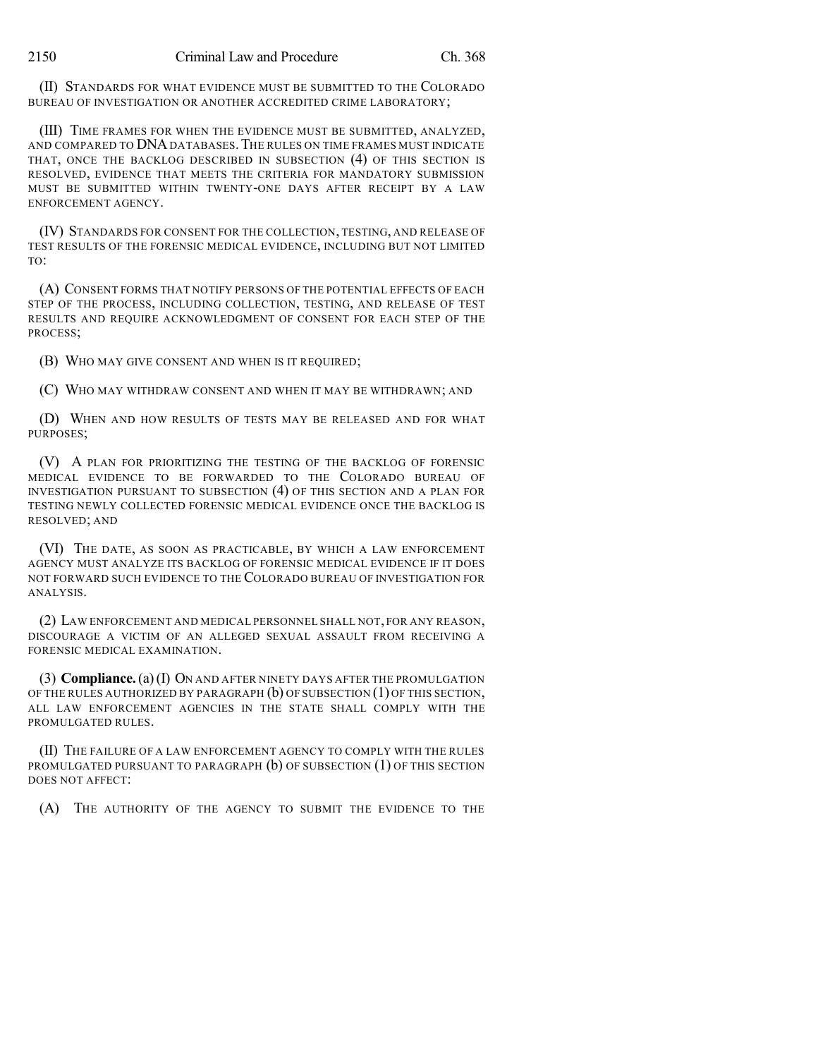(II) STANDARDS FOR WHAT EVIDENCE MUST BE SUBMITTED TO THE COLORADO BUREAU OF INVESTIGATION OR ANOTHER ACCREDITED CRIME LABORATORY;

(III) TIME FRAMES FOR WHEN THE EVIDENCE MUST BE SUBMITTED, ANALYZED, AND COMPARED TO DNA DATABASES. THE RULES ON TIME FRAMES MUST INDICATE THAT, ONCE THE BACKLOG DESCRIBED IN SUBSECTION (4) OF THIS SECTION IS RESOLVED, EVIDENCE THAT MEETS THE CRITERIA FOR MANDATORY SUBMISSION MUST BE SUBMITTED WITHIN TWENTY-ONE DAYS AFTER RECEIPT BY A LAW ENFORCEMENT AGENCY.

(IV) STANDARDS FOR CONSENT FOR THE COLLECTION, TESTING, AND RELEASE OF TEST RESULTS OF THE FORENSIC MEDICAL EVIDENCE, INCLUDING BUT NOT LIMITED TO:

(A) CONSENT FORMS THAT NOTIFY PERSONS OF THE POTENTIAL EFFECTS OF EACH STEP OF THE PROCESS, INCLUDING COLLECTION, TESTING, AND RELEASE OF TEST RESULTS AND REQUIRE ACKNOWLEDGMENT OF CONSENT FOR EACH STEP OF THE PROCESS;

(B) WHO MAY GIVE CONSENT AND WHEN IS IT REQUIRED;

(C) WHO MAY WITHDRAW CONSENT AND WHEN IT MAY BE WITHDRAWN; AND

(D) WHEN AND HOW RESULTS OF TESTS MAY BE RELEASED AND FOR WHAT PURPOSES;

(V) A PLAN FOR PRIORITIZING THE TESTING OF THE BACKLOG OF FORENSIC MEDICAL EVIDENCE TO BE FORWARDED TO THE COLORADO BUREAU OF INVESTIGATION PURSUANT TO SUBSECTION (4) OF THIS SECTION AND A PLAN FOR TESTING NEWLY COLLECTED FORENSIC MEDICAL EVIDENCE ONCE THE BACKLOG IS RESOLVED; AND

(VI) THE DATE, AS SOON AS PRACTICABLE, BY WHICH A LAW ENFORCEMENT AGENCY MUST ANALYZE ITS BACKLOG OF FORENSIC MEDICAL EVIDENCE IF IT DOES NOT FORWARD SUCH EVIDENCE TO THE COLORADO BUREAU OF INVESTIGATION FOR ANALYSIS.

(2) LAW ENFORCEMENT AND MEDICAL PERSONNEL SHALL NOT, FOR ANY REASON, DISCOURAGE A VICTIM OF AN ALLEGED SEXUAL ASSAULT FROM RECEIVING A FORENSIC MEDICAL EXAMINATION.

(3) **Compliance.** (a) (I) ON AND AFTER NINETY DAYS AFTER THE PROMULGATION OF THE RULES AUTHORIZED BY PARAGRAPH (b) OF SUBSECTION (1) OF THIS SECTION, ALL LAW ENFORCEMENT AGENCIES IN THE STATE SHALL COMPLY WITH THE PROMULGATED RULES.

(II) THE FAILURE OF A LAW ENFORCEMENT AGENCY TO COMPLY WITH THE RULES PROMULGATED PURSUANT TO PARAGRAPH (b) OF SUBSECTION (1) OF THIS SECTION DOES NOT AFFECT:

(A) THE AUTHORITY OF THE AGENCY TO SUBMIT THE EVIDENCE TO THE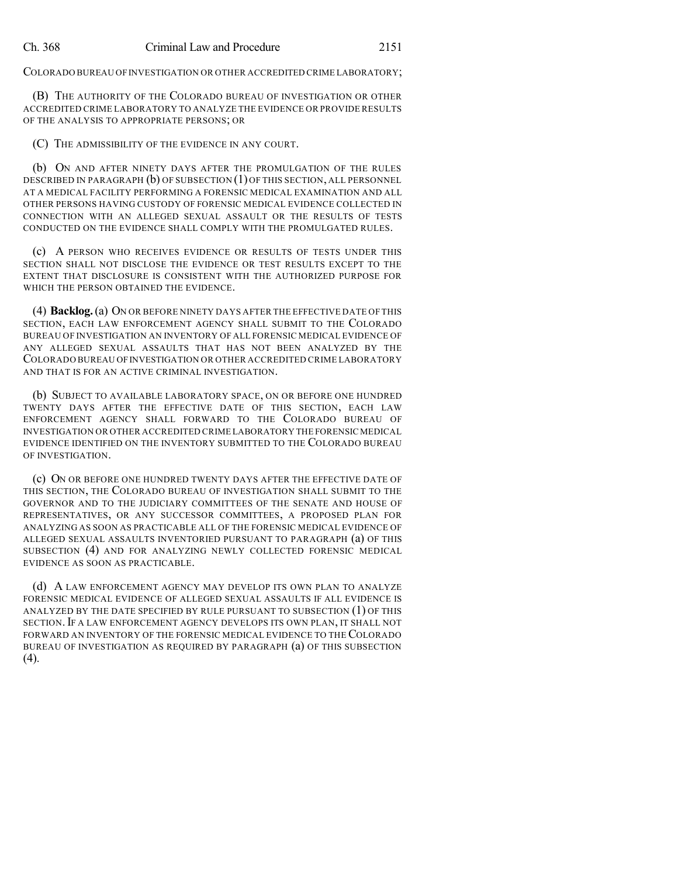COLORADO BUREAU OF INVESTIGATION OR OTHER ACCREDITED CRIME LABORATORY;

(B) THE AUTHORITY OF THE COLORADO BUREAU OF INVESTIGATION OR OTHER ACCREDITED CRIME LABORATORY TO ANALYZE THE EVIDENCE OR PROVIDE RESULTS OF THE ANALYSIS TO APPROPRIATE PERSONS; OR

(C) THE ADMISSIBILITY OF THE EVIDENCE IN ANY COURT.

(b) ON AND AFTER NINETY DAYS AFTER THE PROMULGATION OF THE RULES DESCRIBED IN PARAGRAPH (b) OF SUBSECTION (1) OF THIS SECTION, ALL PERSONNEL AT A MEDICAL FACILITY PERFORMING A FORENSIC MEDICAL EXAMINATION AND ALL OTHER PERSONS HAVING CUSTODY OF FORENSIC MEDICAL EVIDENCE COLLECTED IN CONNECTION WITH AN ALLEGED SEXUAL ASSAULT OR THE RESULTS OF TESTS CONDUCTED ON THE EVIDENCE SHALL COMPLY WITH THE PROMULGATED RULES.

(c) A PERSON WHO RECEIVES EVIDENCE OR RESULTS OF TESTS UNDER THIS SECTION SHALL NOT DISCLOSE THE EVIDENCE OR TEST RESULTS EXCEPT TO THE EXTENT THAT DISCLOSURE IS CONSISTENT WITH THE AUTHORIZED PURPOSE FOR WHICH THE PERSON OBTAINED THE EVIDENCE.

(4) **Backlog.** (a) ON OR BEFORE NINETY DAYS AFTER THE EFFECTIVE DATE OF THIS SECTION, EACH LAW ENFORCEMENT AGENCY SHALL SUBMIT TO THE COLORADO BUREAU OF INVESTIGATION AN INVENTORY OF ALL FORENSIC MEDICAL EVIDENCE OF ANY ALLEGED SEXUAL ASSAULTS THAT HAS NOT BEEN ANALYZED BY THE COLORADO BUREAU OF INVESTIGATION OR OTHER ACCREDITED CRIME LABORATORY AND THAT IS FOR AN ACTIVE CRIMINAL INVESTIGATION.

(b) SUBJECT TO AVAILABLE LABORATORY SPACE, ON OR BEFORE ONE HUNDRED TWENTY DAYS AFTER THE EFFECTIVE DATE OF THIS SECTION, EACH LAW ENFORCEMENT AGENCY SHALL FORWARD TO THE COLORADO BUREAU OF INVESTIGATION OR OTHER ACCREDITED CRIME LABORATORY THE FORENSIC MEDICAL EVIDENCE IDENTIFIED ON THE INVENTORY SUBMITTED TO THE COLORADO BUREAU OF INVESTIGATION.

(c) ON OR BEFORE ONE HUNDRED TWENTY DAYS AFTER THE EFFECTIVE DATE OF THIS SECTION, THE COLORADO BUREAU OF INVESTIGATION SHALL SUBMIT TO THE GOVERNOR AND TO THE JUDICIARY COMMITTEES OF THE SENATE AND HOUSE OF REPRESENTATIVES, OR ANY SUCCESSOR COMMITTEES, A PROPOSED PLAN FOR ANALYZING AS SOON AS PRACTICABLE ALL OF THE FORENSIC MEDICAL EVIDENCE OF ALLEGED SEXUAL ASSAULTS INVENTORIED PURSUANT TO PARAGRAPH (a) OF THIS SUBSECTION (4) AND FOR ANALYZING NEWLY COLLECTED FORENSIC MEDICAL EVIDENCE AS SOON AS PRACTICABLE.

(d) A LAW ENFORCEMENT AGENCY MAY DEVELOP ITS OWN PLAN TO ANALYZE FORENSIC MEDICAL EVIDENCE OF ALLEGED SEXUAL ASSAULTS IF ALL EVIDENCE IS ANALYZED BY THE DATE SPECIFIED BY RULE PURSUANT TO SUBSECTION (1) OF THIS SECTION. IF A LAW ENFORCEMENT AGENCY DEVELOPS ITS OWN PLAN, IT SHALL NOT FORWARD AN INVENTORY OF THE FORENSIC MEDICAL EVIDENCE TO THE COLORADO BUREAU OF INVESTIGATION AS REQUIRED BY PARAGRAPH (a) OF THIS SUBSECTION (4).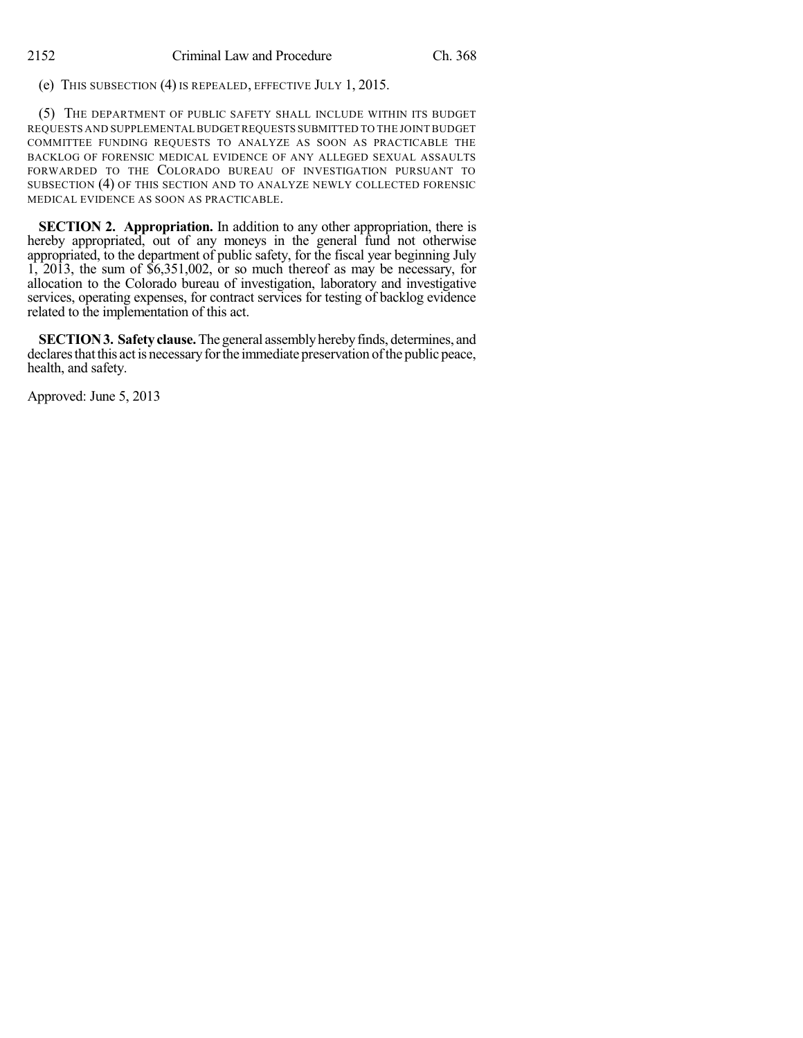(e) THIS SUBSECTION (4) IS REPEALED, EFFECTIVE JULY 1, 2015.

(5) THE DEPARTMENT OF PUBLIC SAFETY SHALL INCLUDE WITHIN ITS BUDGET REQUESTS AND SUPPLEMENTAL BUDGET REQUESTS SUBMITTED TO THE JOINT BUDGET COMMITTEE FUNDING REQUESTS TO ANALYZE AS SOON AS PRACTICABLE THE BACKLOG OF FORENSIC MEDICAL EVIDENCE OF ANY ALLEGED SEXUAL ASSAULTS FORWARDED TO THE COLORADO BUREAU OF INVESTIGATION PURSUANT TO SUBSECTION (4) OF THIS SECTION AND TO ANALYZE NEWLY COLLECTED FORENSIC MEDICAL EVIDENCE AS SOON AS PRACTICABLE.

**SECTION 2. Appropriation.** In addition to any other appropriation, there is hereby appropriated, out of any moneys in the general fund not otherwise appropriated, to the department of public safety, for the fiscal year beginning July 1, 2013, the sum of $6,351,002, or so much thereof as may be necessary, for allocation to the Colorado bureau of investigation, laboratory and investigative services, operating expenses, for contract services for testing of backlog evidence related to the implementation of this act.

**SECTION 3. Safety clause.** The general assembly hereby finds, determines, and declares that this act is necessary for the immediate preservation of the public peace, health, and safety.

Approved: June 5, 2013